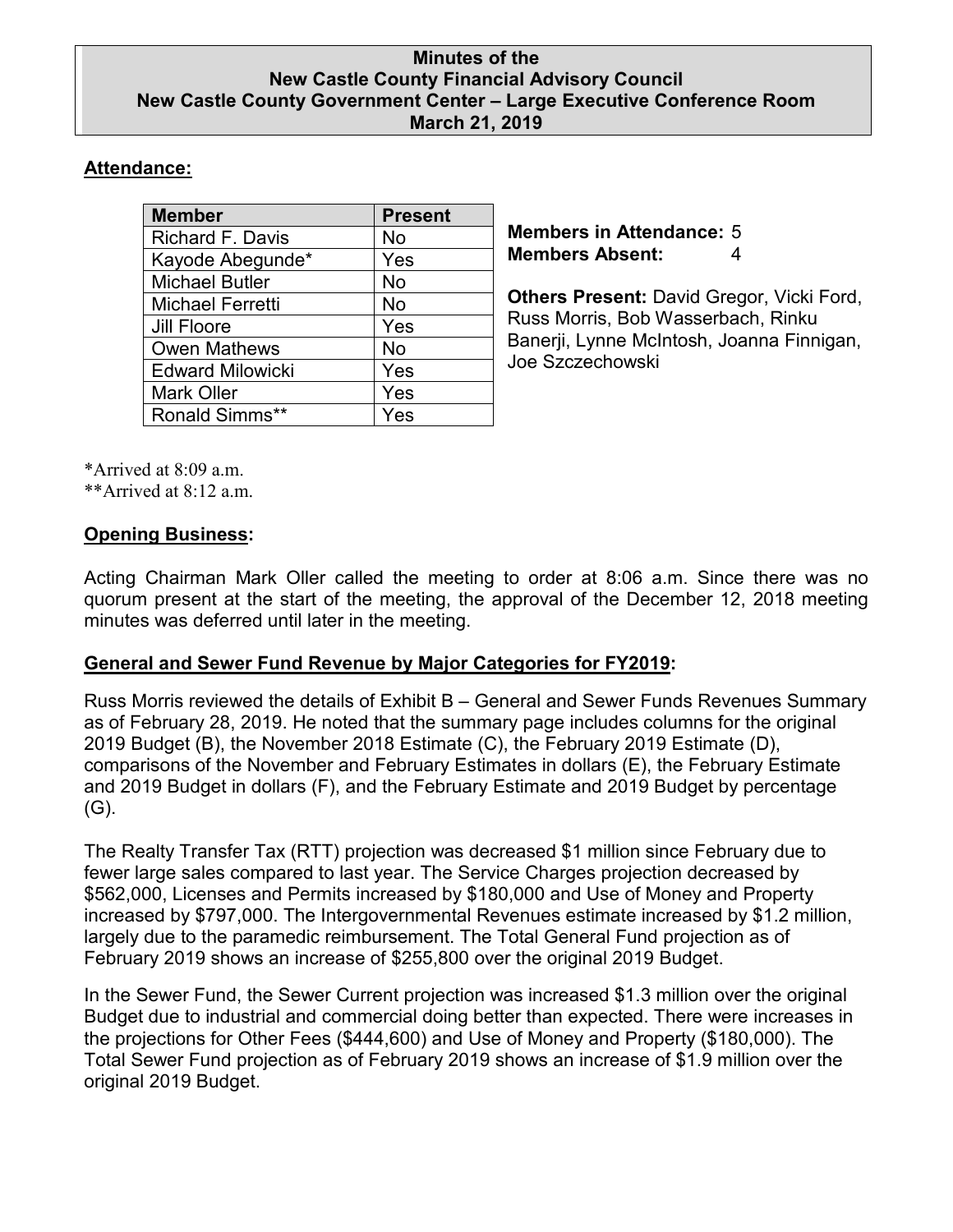# Minutes of the New Castle County Financial Advisory Council
## New Castle County Government Center – Large Executive Conference Room
## March 21, 2019

**Attendance:**

| Member | Present |
|---|---|
| Richard F. Davis | No |
| Kayode Abegunde* | Yes |
| Michael Butler | No |
| Michael Ferretti | No |
| Jill Floore | Yes |
| Owen Mathews | No |
| Edward Milowicki | Yes |
| Mark Oller | Yes |
| Ronald Simms** | Yes |

**Members in Attendance:** 5
**Members Absent:** 4

**Others Present:** David Gregor, Vicki Ford, Russ Morris, Bob Wasserbach, Rinku Banerji, Lynne McIntosh, Joanna Finnigan, Joe Szczechowski

*Arrived at 8:09 a.m.
**Arrived at 8:12 a.m.

**Opening Business:**

Acting Chairman Mark Oller called the meeting to order at 8:06 a.m. Since there was no quorum present at the start of the meeting, the approval of the December 12, 2018 meeting minutes was deferred until later in the meeting.

**General and Sewer Fund Revenue by Major Categories for FY2019:**

Russ Morris reviewed the details of Exhibit B – General and Sewer Funds Revenues Summary as of February 28, 2019. He noted that the summary page includes columns for the original 2019 Budget (B), the November 2018 Estimate (C), the February 2019 Estimate (D), comparisons of the November and February Estimates in dollars (E), the February Estimate and 2019 Budget in dollars (F), and the February Estimate and 2019 Budget by percentage (G).

The Realty Transfer Tax (RTT) projection was decreased $1 million since February due to fewer large sales compared to last year. The Service Charges projection decreased by $562,000, Licenses and Permits increased by $180,000 and Use of Money and Property increased by $797,000. The Intergovernmental Revenues estimate increased by $1.2 million, largely due to the paramedic reimbursement. The Total General Fund projection as of February 2019 shows an increase of $255,800 over the original 2019 Budget.

In the Sewer Fund, the Sewer Current projection was increased $1.3 million over the original Budget due to industrial and commercial doing better than expected. There were increases in the projections for Other Fees ($444,600) and Use of Money and Property ($180,000). The Total Sewer Fund projection as of February 2019 shows an increase of $1.9 million over the original 2019 Budget.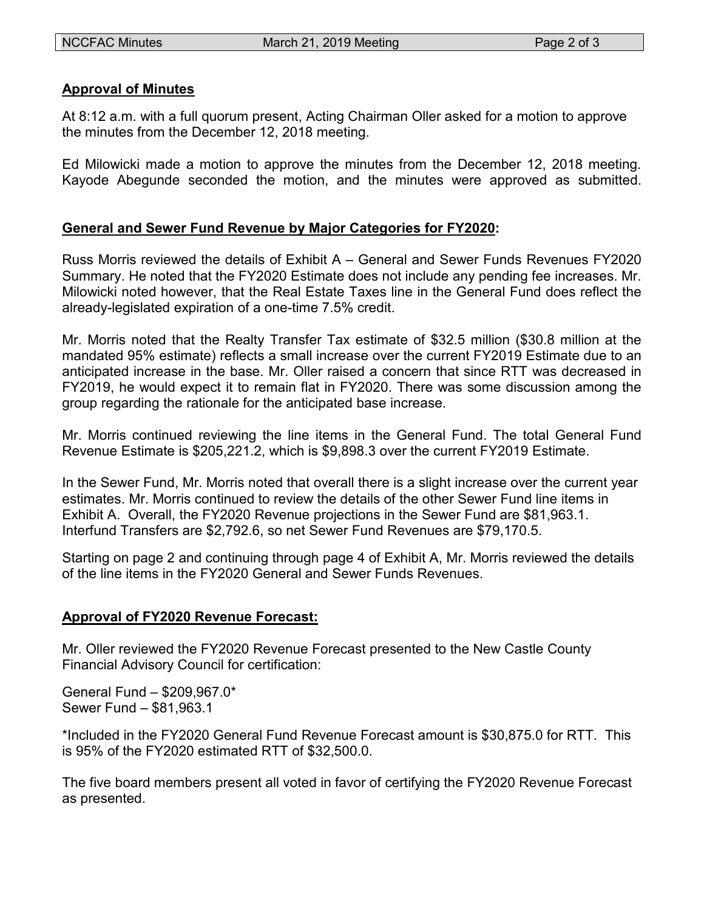**Approval of Minutes**

At 8:12 a.m. with a full quorum present, Acting Chairman Oller asked for a motion to approve the minutes from the December 12, 2018 meeting.

Ed Milowicki made a motion to approve the minutes from the December 12, 2018 meeting. Kayode Abegunde seconded the motion, and the minutes were approved as submitted.

**General and Sewer Fund Revenue by Major Categories for FY2020:**

Russ Morris reviewed the details of Exhibit A – General and Sewer Funds Revenues FY2020 Summary. He noted that the FY2020 Estimate does not include any pending fee increases. Mr. Milowicki noted however, that the Real Estate Taxes line in the General Fund does reflect the already-legislated expiration of a one-time 7.5% credit.

Mr. Morris noted that the Realty Transfer Tax estimate of $32.5 million ($30.8 million at the mandated 95% estimate) reflects a small increase over the current FY2019 Estimate due to an anticipated increase in the base. Mr. Oller raised a concern that since RTT was decreased in FY2019, he would expect it to remain flat in FY2020. There was some discussion among the group regarding the rationale for the anticipated base increase.

Mr. Morris continued reviewing the line items in the General Fund. The total General Fund Revenue Estimate is $205,221.2, which is $9,898.3 over the current FY2019 Estimate.

In the Sewer Fund, Mr. Morris noted that overall there is a slight increase over the current year estimates. Mr. Morris continued to review the details of the other Sewer Fund line items in Exhibit A. Overall, the FY2020 Revenue projections in the Sewer Fund are $81,963.1. Interfund Transfers are $2,792.6, so net Sewer Fund Revenues are $79,170.5.

Starting on page 2 and continuing through page 4 of Exhibit A, Mr. Morris reviewed the details of the line items in the FY2020 General and Sewer Funds Revenues.

**Approval of FY2020 Revenue Forecast:**

Mr. Oller reviewed the FY2020 Revenue Forecast presented to the New Castle County Financial Advisory Council for certification:

General Fund – $209,967.0*
Sewer Fund – $81,963.1

*Included in the FY2020 General Fund Revenue Forecast amount is $30,875.0 for RTT. This is 95% of the FY2020 estimated RTT of $32,500.0.

The five board members present all voted in favor of certifying the FY2020 Revenue Forecast as presented.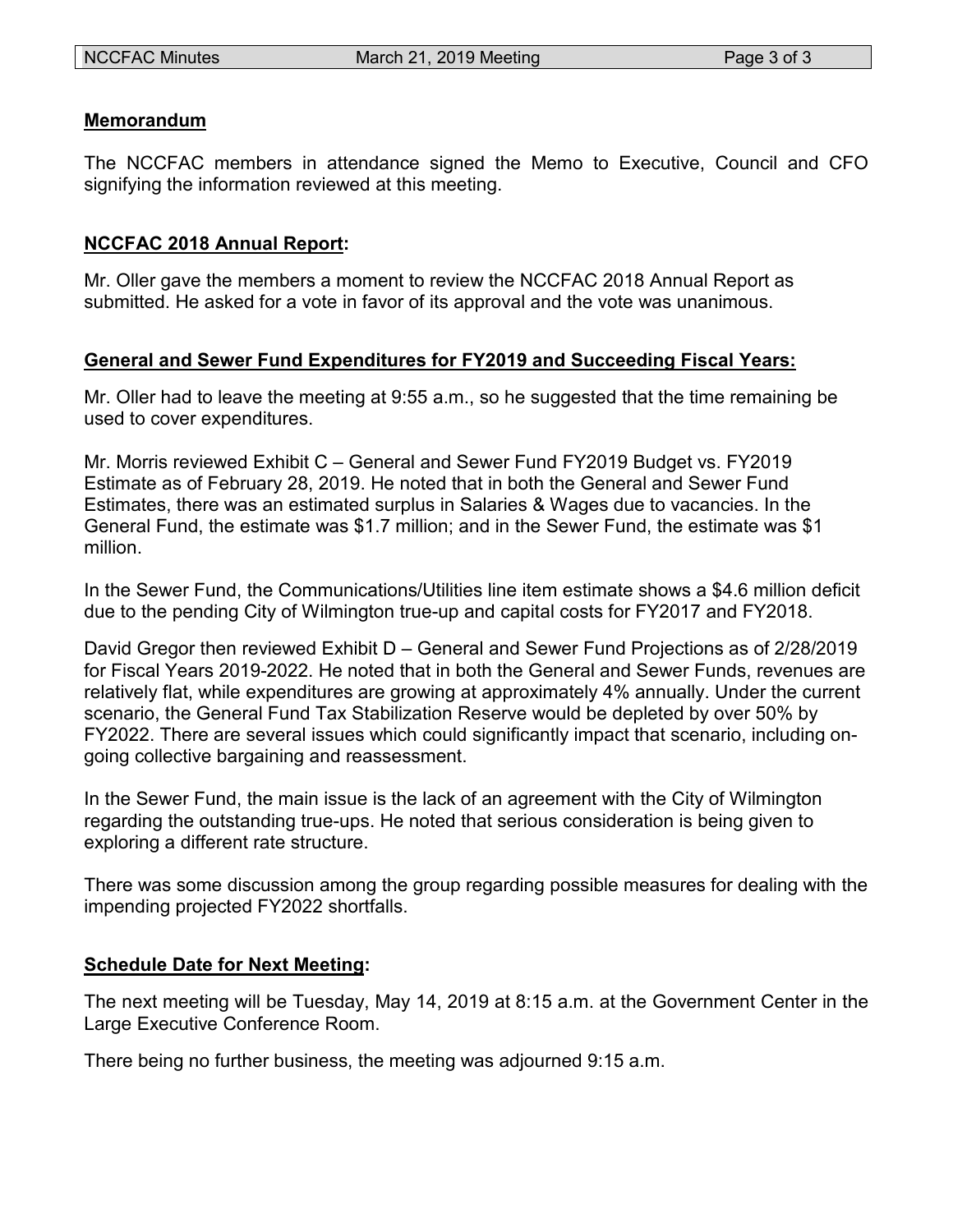**Memorandum**

The NCCFAC members in attendance signed the Memo to Executive, Council and CFO signifying the information reviewed at this meeting.

**NCCFAC 2018 Annual Report:**

Mr. Oller gave the members a moment to review the NCCFAC 2018 Annual Report as submitted. He asked for a vote in favor of its approval and the vote was unanimous.

**General and Sewer Fund Expenditures for FY2019 and Succeeding Fiscal Years:**

Mr. Oller had to leave the meeting at 9:55 a.m., so he suggested that the time remaining be used to cover expenditures.

Mr. Morris reviewed Exhibit C – General and Sewer Fund FY2019 Budget vs. FY2019 Estimate as of February 28, 2019. He noted that in both the General and Sewer Fund Estimates, there was an estimated surplus in Salaries & Wages due to vacancies. In the General Fund, the estimate was $1.7 million; and in the Sewer Fund, the estimate was $1 million.

In the Sewer Fund, the Communications/Utilities line item estimate shows a $4.6 million deficit due to the pending City of Wilmington true-up and capital costs for FY2017 and FY2018.

David Gregor then reviewed Exhibit D – General and Sewer Fund Projections as of 2/28/2019 for Fiscal Years 2019-2022. He noted that in both the General and Sewer Funds, revenues are relatively flat, while expenditures are growing at approximately 4% annually. Under the current scenario, the General Fund Tax Stabilization Reserve would be depleted by over 50% by FY2022. There are several issues which could significantly impact that scenario, including on-going collective bargaining and reassessment.

In the Sewer Fund, the main issue is the lack of an agreement with the City of Wilmington regarding the outstanding true-ups. He noted that serious consideration is being given to exploring a different rate structure.

There was some discussion among the group regarding possible measures for dealing with the impending projected FY2022 shortfalls.

**Schedule Date for Next Meeting:**

The next meeting will be Tuesday, May 14, 2019 at 8:15 a.m. at the Government Center in the Large Executive Conference Room.

There being no further business, the meeting was adjourned 9:15 a.m.